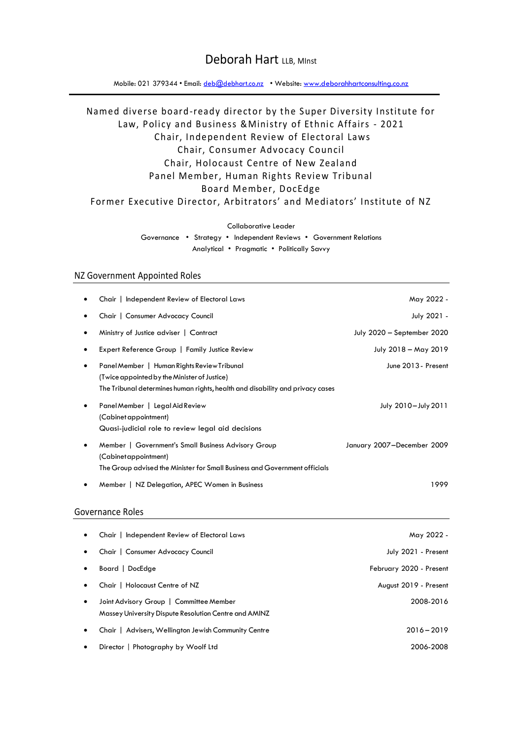# Deborah Hart LLB, MInst

Mobile: 021 379344 • Email: deb@debhart.co.nz • Website: www.deborahhartconsulting.co.nz

Named diverse board-ready director by the Super Diversity Institute for Law, Policy and Business &Ministry of Ethnic Affairs - 2021
Chair, Independent Review of Electoral Laws
Chair, Consumer Advocacy Council
Chair, Holocaust Centre of New Zealand
Panel Member, Human Rights Review Tribunal
Board Member, DocEdge
Former Executive Director, Arbitrators' and Mediators' Institute of NZ

Collaborative Leader
Governance • Strategy • Independent Reviews • Government Relations
Analytical • Pragmatic • Politically Savvy

## NZ Government Appointed Roles

- Chair | Independent Review of Electoral Laws — May 2022 -
- Chair | Consumer Advocacy Council — July 2021 -
- Ministry of Justice adviser | Contract — July 2020 – September 2020
- Expert Reference Group | Family Justice Review — July 2018 – May 2019
- Panel Member | Human Rights Review Tribunal — June 2013 - Present
  (Twice appointed by the Minister of Justice)
  The Tribunal determines human rights, health and disability and privacy cases
- Panel Member | Legal Aid Review — July 2010 – July 2011
  (Cabinet appointment)
  Quasi-judicial role to review legal aid decisions
- Member | Government's Small Business Advisory Group — January 2007 – December 2009
  (Cabinet appointment)
  The Group advised the Minister for Small Business and Government officials
- Member | NZ Delegation, APEC Women in Business — 1999

## Governance Roles

- Chair | Independent Review of Electoral Laws — May 2022 -
- Chair | Consumer Advocacy Council — July 2021 - Present
- Board | DocEdge — February 2020 - Present
- Chair | Holocaust Centre of NZ — August 2019 - Present
- Joint Advisory Group | Committee Member — 2008-2016
  Massey University Dispute Resolution Centre and AMINZ
- Chair | Advisers, Wellington Jewish Community Centre — 2016 – 2019
- Director | Photography by Woolf Ltd — 2006-2008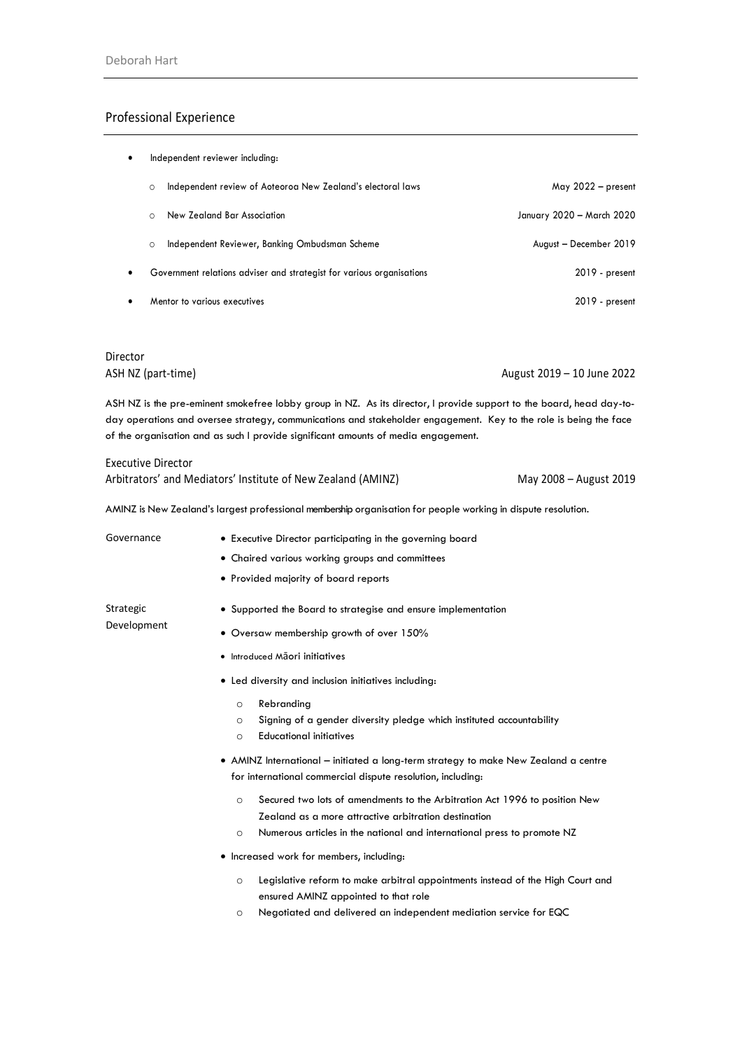## Professional Experience

- Independent reviewer including:
  - Independent review of Aotearoa New Zealand's electoral laws — May 2022 – present
  - New Zealand Bar Association — January 2020 – March 2020
  - Independent Reviewer, Banking Ombudsman Scheme — August – December 2019
- Government relations adviser and strategist for various organisations — 2019 - present
- Mentor to various executives — 2019 - present

### Director
**ASH NZ (part-time)** — August 2019 – 10 June 2022

ASH NZ is the pre-eminent smokefree lobby group in NZ. As its director, I provide support to the board, head day-to-day operations and oversee strategy, communications and stakeholder engagement. Key to the role is being the face of the organisation and as such I provide significant amounts of media engagement.

### Executive Director
**Arbitrators' and Mediators' Institute of New Zealand (AMINZ)** — May 2008 – August 2019

AMINZ is New Zealand's largest professional membership organisation for people working in dispute resolution.

**Governance**

- Executive Director participating in the governing board
- Chaired various working groups and committees
- Provided majority of board reports

**Strategic Development**

- Supported the Board to strategise and ensure implementation
- Oversaw membership growth of over 150%
- Introduced Māori initiatives
- Led diversity and inclusion initiatives including:
  - Rebranding
  - Signing of a gender diversity pledge which instituted accountability
  - Educational initiatives
- AMINZ International – initiated a long-term strategy to make New Zealand a centre for international commercial dispute resolution, including:
  - Secured two lots of amendments to the Arbitration Act 1996 to position New Zealand as a more attractive arbitration destination
  - Numerous articles in the national and international press to promote NZ
- Increased work for members, including:
  - Legislative reform to make arbitral appointments instead of the High Court and ensured AMINZ appointed to that role
  - Negotiated and delivered an independent mediation service for EQC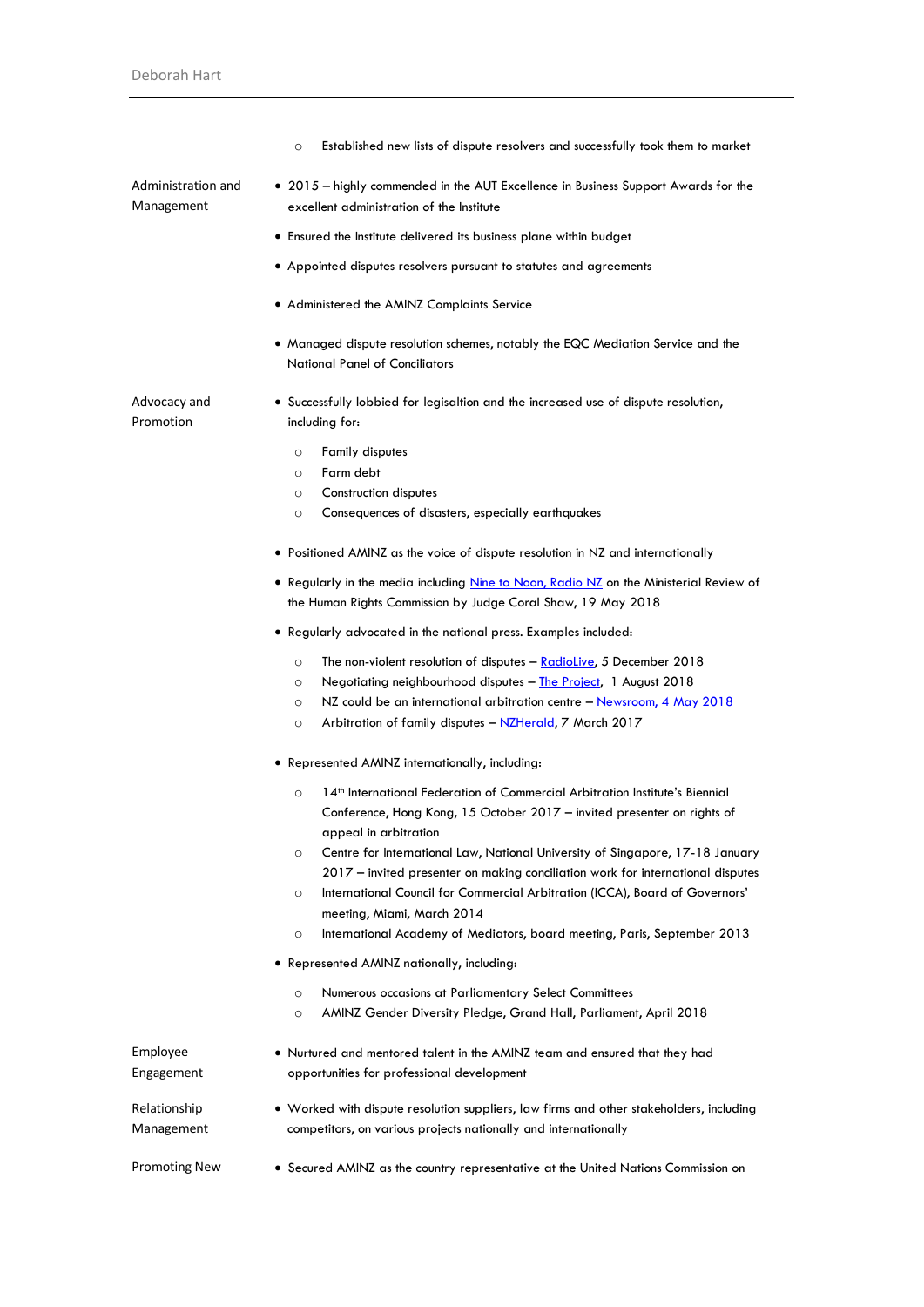- Established new lists of dispute resolvers and successfully took them to market

**Administration and Management**

- 2015 – highly commended in the AUT Excellence in Business Support Awards for the excellent administration of the Institute
- Ensured the Institute delivered its business plane within budget
- Appointed disputes resolvers pursuant to statutes and agreements
- Administered the AMINZ Complaints Service
- Managed dispute resolution schemes, notably the EQC Mediation Service and the National Panel of Conciliators

**Advocacy and Promotion**

- Successfully lobbied for legisaltion and the increased use of dispute resolution, including for:
  - Family disputes
  - Farm debt
  - Construction disputes
  - Consequences of disasters, especially earthquakes
- Positioned AMINZ as the voice of dispute resolution in NZ and internationally
- Regularly in the media including Nine to Noon, Radio NZ on the Ministerial Review of the Human Rights Commission by Judge Coral Shaw, 19 May 2018
- Regularly advocated in the national press. Examples included:
  - The non-violent resolution of disputes – RadioLive, 5 December 2018
  - Negotiating neighbourhood disputes – The Project, 1 August 2018
  - NZ could be an international arbitration centre – Newsroom, 4 May 2018
  - Arbitration of family disputes – NZHerald, 7 March 2017
- Represented AMINZ internationally, including:
  - 14th International Federation of Commercial Arbitration Institute's Biennial Conference, Hong Kong, 15 October 2017 – invited presenter on rights of appeal in arbitration
  - Centre for International Law, National University of Singapore, 17-18 January 2017 – invited presenter on making conciliation work for international disputes
  - International Council for Commercial Arbitration (ICCA), Board of Governors' meeting, Miami, March 2014
  - International Academy of Mediators, board meeting, Paris, September 2013
- Represented AMINZ nationally, including:
  - Numerous occasions at Parliamentary Select Committees
  - AMINZ Gender Diversity Pledge, Grand Hall, Parliament, April 2018

**Employee Engagement**

- Nurtured and mentored talent in the AMINZ team and ensured that they had opportunities for professional development

**Relationship Management**

- Worked with dispute resolution suppliers, law firms and other stakeholders, including competitors, on various projects nationally and internationally

**Promoting New**

- Secured AMINZ as the country representative at the United Nations Commission on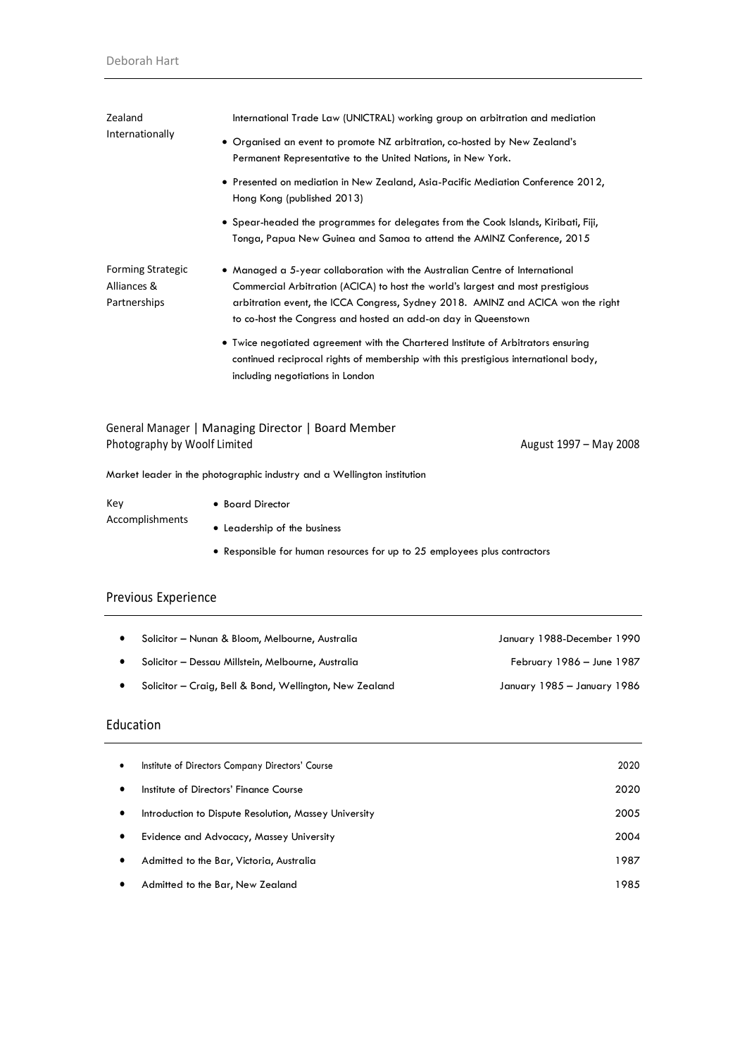| | |
|---|---|
| Zealand Internationally | International Trade Law (UNICTRAL) working group on arbitration and mediation<br>• Organised an event to promote NZ arbitration, co-hosted by New Zealand's Permanent Representative to the United Nations, in New York.<br>• Presented on mediation in New Zealand, Asia-Pacific Mediation Conference 2012, Hong Kong (published 2013)<br>• Spear-headed the programmes for delegates from the Cook Islands, Kiribati, Fiji, Tonga, Papua New Guinea and Samoa to attend the AMINZ Conference, 2015 |
| Forming Strategic Alliances & Partnerships | • Managed a 5-year collaboration with the Australian Centre of International Commercial Arbitration (ACICA) to host the world's largest and most prestigious arbitration event, the ICCA Congress, Sydney 2018. AMINZ and ACICA won the right to co-host the Congress and hosted an add-on day in Queenstown<br>• Twice negotiated agreement with the Chartered Institute of Arbitrators ensuring continued reciprocal rights of membership with this prestigious international body, including negotiations in London |

### General Manager | Managing Director | Board Member
Photography by Woolf Limited — August 1997 – May 2008

Market leader in the photographic industry and a Wellington institution

| | |
|---|---|
| Key Accomplishments | • Board Director<br>• Leadership of the business<br>• Responsible for human resources for up to 25 employees plus contractors |

## Previous Experience

- Solicitor – Nunan & Bloom, Melbourne, Australia — January 1988-December 1990
- Solicitor – Dessau Millstein, Melbourne, Australia — February 1986 – June 1987
- Solicitor – Craig, Bell & Bond, Wellington, New Zealand — January 1985 – January 1986

## Education

- Institute of Directors Company Directors' Course — 2020
- Institute of Directors' Finance Course — 2020
- Introduction to Dispute Resolution, Massey University — 2005
- Evidence and Advocacy, Massey University — 2004
- Admitted to the Bar, Victoria, Australia — 1987
- Admitted to the Bar, New Zealand — 1985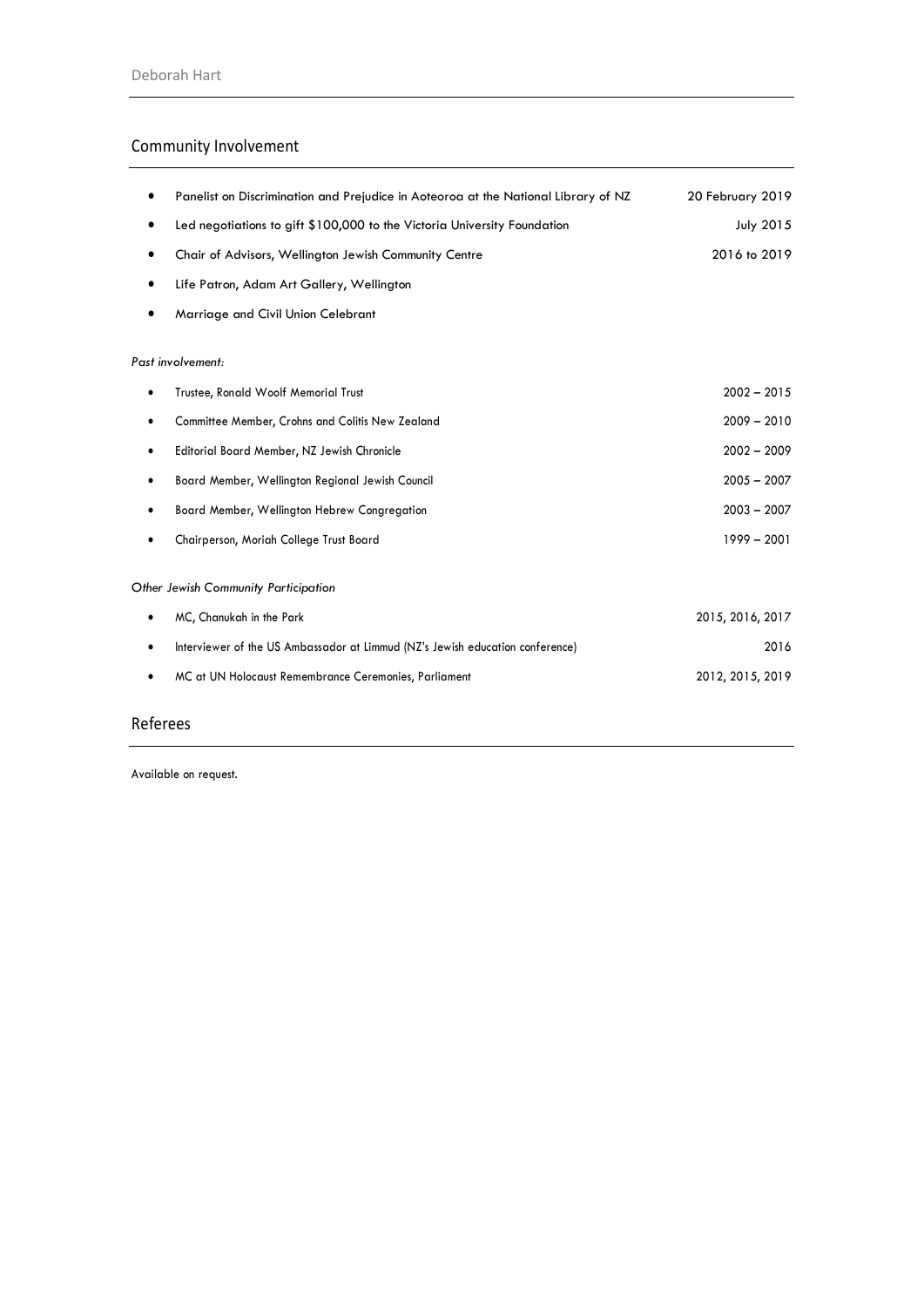## Community Involvement

- Panelist on Discrimination and Prejudice in Aoteoroa at the National Library of NZ — 20 February 2019
- Led negotiations to gift $100,000 to the Victoria University Foundation — July 2015
- Chair of Advisors, Wellington Jewish Community Centre — 2016 to 2019
- Life Patron, Adam Art Gallery, Wellington
- Marriage and Civil Union Celebrant

*Past involvement:*

- Trustee, Ronald Woolf Memorial Trust — 2002 – 2015
- Committee Member, Crohns and Colitis New Zealand — 2009 – 2010
- Editorial Board Member, NZ Jewish Chronicle — 2002 – 2009
- Board Member, Wellington Regional Jewish Council — 2005 – 2007
- Board Member, Wellington Hebrew Congregation — 2003 – 2007
- Chairperson, Moriah College Trust Board — 1999 – 2001

*Other Jewish Community Participation*

- MC, Chanukah in the Park — 2015, 2016, 2017
- Interviewer of the US Ambassador at Limmud (NZ's Jewish education conference) — 2016
- MC at UN Holocaust Remembrance Ceremonies, Parliament — 2012, 2015, 2019

## Referees

Available on request.